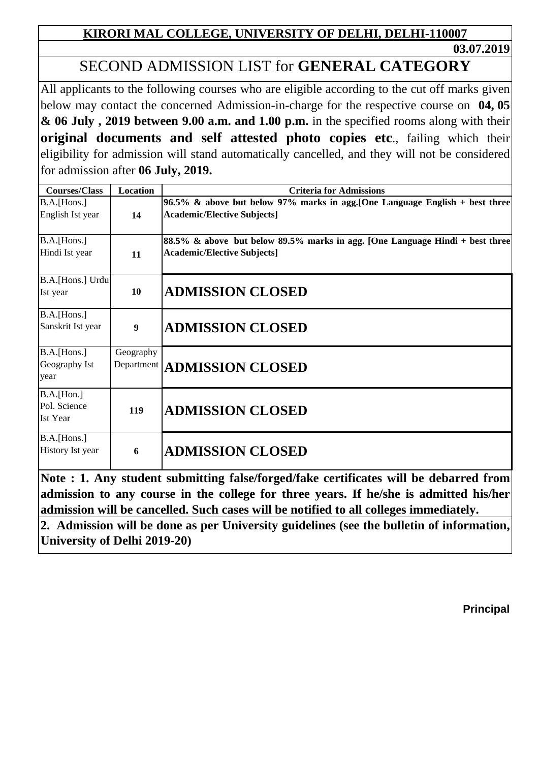**KIRORI MAL COLLEGE, UNIVERSITY OF DELHI, DELHI-110007**

**03.07.2019**

# SECOND ADMISSION LIST for **GENERAL CATEGORY**

All applicants to the following courses who are eligible according to the cut off marks given below may contact the concerned Admission-in-charge for the respective course on **04, 05 & 06 July , 2019 between 9.00 a.m. and 1.00 p.m.** in the specified rooms along with their **original documents and self attested photo copies etc**., failing which their eligibility for admission will stand automatically cancelled, and they will not be considered for admission after **06 July, 2019.**

| Courses/Class | Location | Criteria for Admissions |
|---|---|---|
| B.A.[Hons.] English Ist year | **14** | **96.5% & above but below 97% marks in agg.[One Language English + best three Academic/Elective Subjects]** |
| B.A.[Hons.] Hindi Ist year | **11** | **88.5% & above but below 89.5% marks in agg. [One Language Hindi + best three Academic/Elective Subjects]** |
| B.A.[Hons.] Urdu Ist year | **10** | **ADMISSION CLOSED** |
| B.A.[Hons.] Sanskrit Ist year | **9** | **ADMISSION CLOSED** |
| B.A.[Hons.] Geography Ist year | Geography Department | **ADMISSION CLOSED** |
| B.A.[Hon.] Pol. Science Ist Year | **119** | **ADMISSION CLOSED** |
| B.A.[Hons.] History Ist year | **6** | **ADMISSION CLOSED** |

**Note : 1. Any student submitting false/forged/fake certificates will be debarred from admission to any course in the college for three years. If he/she is admitted his/her admission will be cancelled. Such cases will be notified to all colleges immediately.**

**2. Admission will be done as per University guidelines (see the bulletin of information, University of Delhi 2019-20)**

**Principal**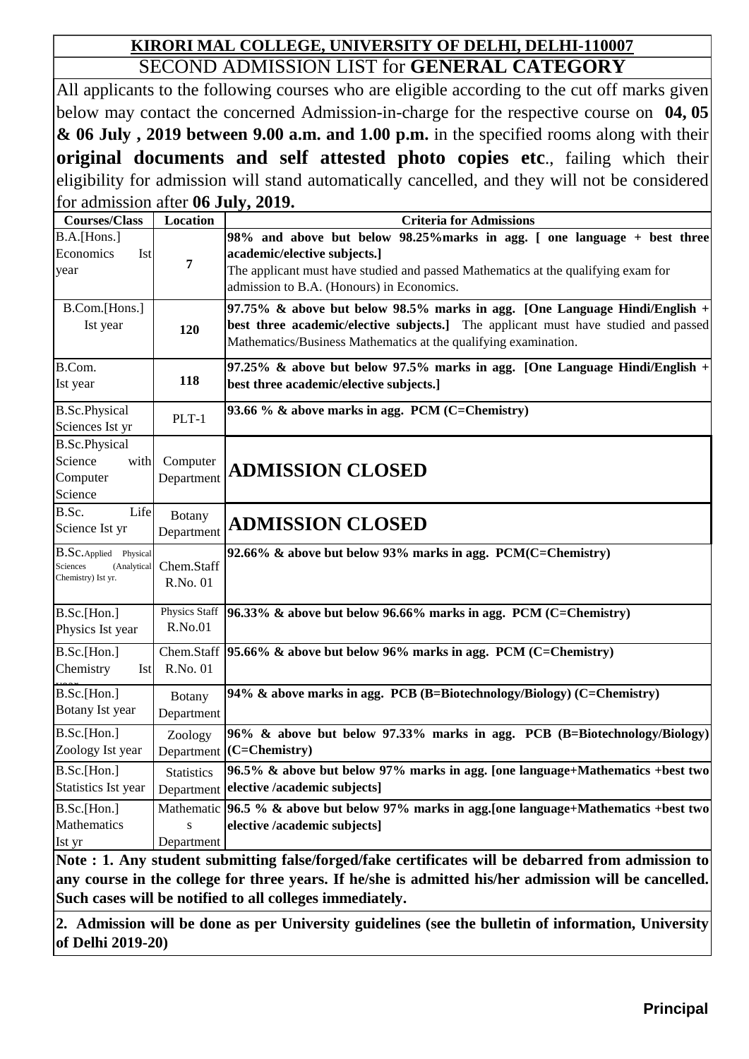**KIRORI MAL COLLEGE, UNIVERSITY OF DELHI, DELHI-110007**

SECOND ADMISSION LIST for **GENERAL CATEGORY**

All applicants to the following courses who are eligible according to the cut off marks given below may contact the concerned Admission-in-charge for the respective course on **04, 05 & 06 July , 2019 between 9.00 a.m. and 1.00 p.m.** in the specified rooms along with their **original documents and self attested photo copies etc**., failing which their eligibility for admission will stand automatically cancelled, and they will not be considered for admission after **06 July, 2019.**

| Courses/Class | Location | Criteria for Admissions |
|---|---|---|
| B.A.[Hons.] Economics Ist year | 7 | **98% and above but below 98.25%marks in agg. [ one language + best three academic/elective subjects.]** The applicant must have studied and passed Mathematics at the qualifying exam for admission to B.A. (Honours) in Economics. |
| B.Com.[Hons.] Ist year | 120 | **97.75% & above but below 98.5% marks in agg. [One Language Hindi/English + best three academic/elective subjects.]** The applicant must have studied and passed Mathematics/Business Mathematics at the qualifying examination. |
| B.Com. Ist year | 118 | **97.25% & above but below 97.5% marks in agg. [One Language Hindi/English + best three academic/elective subjects.]** |
| B.Sc.Physical Sciences Ist yr | PLT-1 | **93.66 % & above marks in agg. PCM (C=Chemistry)** |
| B.Sc.Physical Science with Computer Science | Computer Department | **ADMISSION CLOSED** |
| B.Sc. Life Science Ist yr | Botany Department | **ADMISSION CLOSED** |
| B.Sc.Applied Physical Sciences (Analytical Chemistry) Ist yr. | Chem.Staff R.No. 01 | **92.66% & above but below 93% marks in agg. PCM(C=Chemistry)** |
| B.Sc.[Hon.] Physics Ist year | Physics Staff R.No.01 | **96.33% & above but below 96.66% marks in agg. PCM (C=Chemistry)** |
| B.Sc.[Hon.] Chemistry Ist year | Chem.Staff R.No. 01 | **95.66% & above but below 96% marks in agg. PCM (C=Chemistry)** |
| B.Sc.[Hon.] Botany Ist year | Botany Department | **94% & above marks in agg. PCB (B=Biotechnology/Biology) (C=Chemistry)** |
| B.Sc.[Hon.] Zoology Ist year | Zoology Department | **96% & above but below 97.33% marks in agg. PCB (B=Biotechnology/Biology) (C=Chemistry)** |
| B.Sc.[Hon.] Statistics Ist year | Statistics Department | **96.5% & above but below 97% marks in agg. [one language+Mathematics +best two elective /academic subjects]** |
| B.Sc.[Hon.] Mathematics Ist yr | Mathematics Department | **96.5 % & above but below 97% marks in agg.[one language+Mathematics +best two elective /academic subjects]** |

**Note : 1. Any student submitting false/forged/fake certificates will be debarred from admission to any course in the college for three years. If he/she is admitted his/her admission will be cancelled. Such cases will be notified to all colleges immediately.**

**2. Admission will be done as per University guidelines (see the bulletin of information, University of Delhi 2019-20)**

**Principal**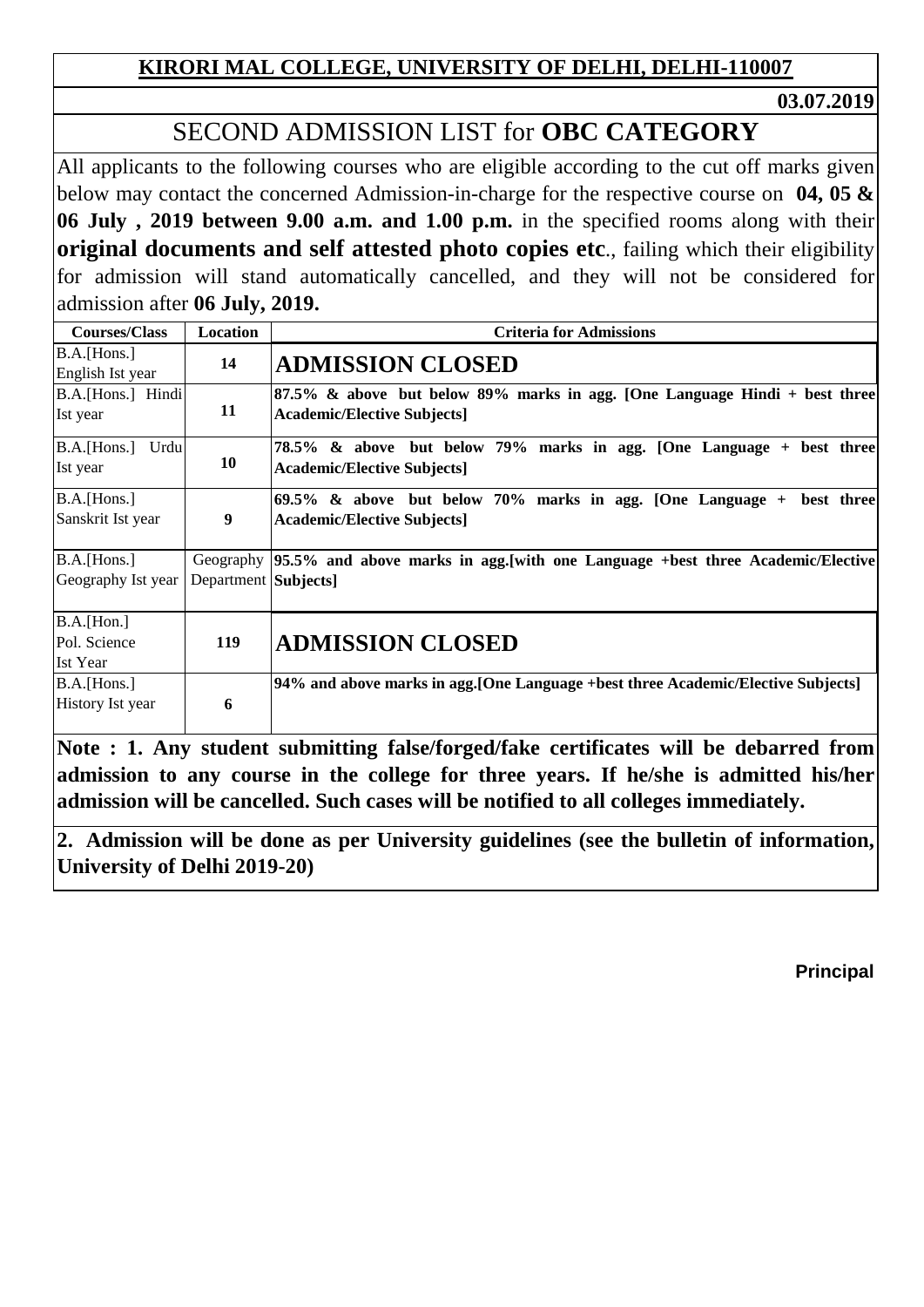**KIRORI MAL COLLEGE, UNIVERSITY OF DELHI, DELHI-110007**

**03.07.2019**

# SECOND ADMISSION LIST for **OBC CATEGORY**

All applicants to the following courses who are eligible according to the cut off marks given below may contact the concerned Admission-in-charge for the respective course on **04, 05 & 06 July , 2019 between 9.00 a.m. and 1.00 p.m.** in the specified rooms along with their **original documents and self attested photo copies etc**., failing which their eligibility for admission will stand automatically cancelled, and they will not be considered for admission after **06 July, 2019.**

| Courses/Class | Location | Criteria for Admissions |
|---|---|---|
| B.A.[Hons.] English Ist year | 14 | **ADMISSION CLOSED** |
| B.A.[Hons.] Hindi Ist year | 11 | **87.5% & above but below 89% marks in agg. [One Language Hindi + best three Academic/Elective Subjects]** |
| B.A.[Hons.] Urdu Ist year | 10 | **78.5% & above but below 79% marks in agg. [One Language + best three Academic/Elective Subjects]** |
| B.A.[Hons.] Sanskrit Ist year | 9 | **69.5% & above but below 70% marks in agg. [One Language + best three Academic/Elective Subjects]** |
| B.A.[Hons.] Geography Ist year | Geography Department | **95.5% and above marks in agg.[with one Language +best three Academic/Elective Subjects]** |
| B.A.[Hon.] Pol. Science Ist Year | 119 | **ADMISSION CLOSED** |
| B.A.[Hons.] History Ist year | 6 | **94% and above marks in agg.[One Language +best three Academic/Elective Subjects]** |

**Note : 1. Any student submitting false/forged/fake certificates will be debarred from admission to any course in the college for three years. If he/she is admitted his/her admission will be cancelled. Such cases will be notified to all colleges immediately.**

**2. Admission will be done as per University guidelines (see the bulletin of information, University of Delhi 2019-20)**

**Principal**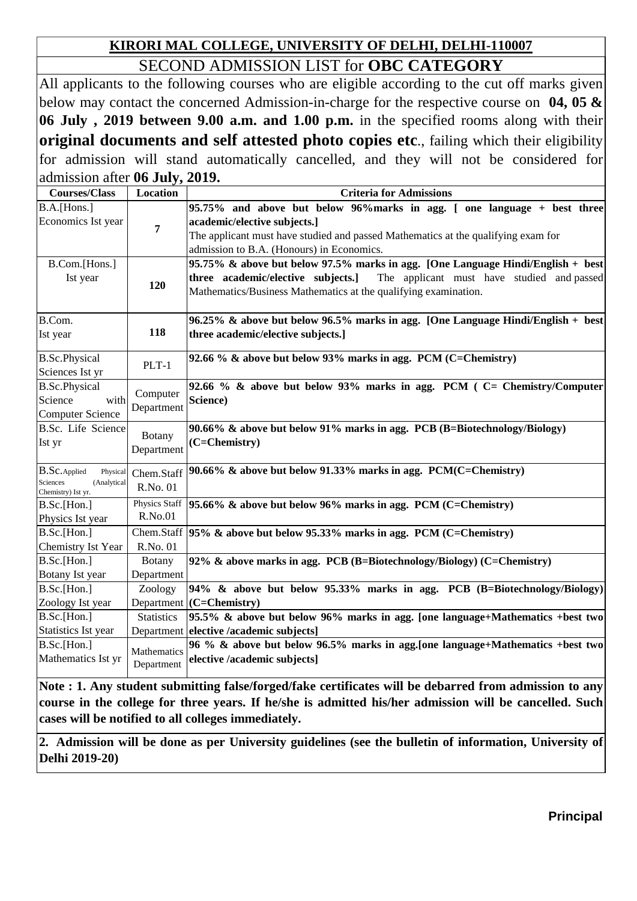## KIRORI MAL COLLEGE, UNIVERSITY OF DELHI, DELHI-110007

### SECOND ADMISSION LIST for **OBC CATEGORY**

All applicants to the following courses who are eligible according to the cut off marks given below may contact the concerned Admission-in-charge for the respective course on **04, 05 & 06 July , 2019 between 9.00 a.m. and 1.00 p.m.** in the specified rooms along with their **original documents and self attested photo copies etc**., failing which their eligibility for admission will stand automatically cancelled, and they will not be considered for admission after **06 July, 2019.**

| Courses/Class | Location | Criteria for Admissions |
|---|---|---|
| B.A.[Hons.] Economics Ist year | 7 | **95.75% and above but below 96%marks in agg. [ one language + best three academic/elective subjects.]** The applicant must have studied and passed Mathematics at the qualifying exam for admission to B.A. (Honours) in Economics. |
| B.Com.[Hons.] Ist year | 120 | **95.75% & above but below 97.5% marks in agg. [One Language Hindi/English + best three academic/elective subjects.]** The applicant must have studied and passed Mathematics/Business Mathematics at the qualifying examination. |
| B.Com. Ist year | 118 | **96.25% & above but below 96.5% marks in agg. [One Language Hindi/English + best three academic/elective subjects.]** |
| B.Sc.Physical Sciences Ist yr | PLT-1 | **92.66 % & above but below 93% marks in agg. PCM (C=Chemistry)** |
| B.Sc.Physical Science with Computer Science | Computer Department | **92.66 % & above but below 93% marks in agg. PCM ( C= Chemistry/Computer Science)** |
| B.Sc. Life Science Ist yr | Botany Department | **90.66% & above but below 91% marks in agg. PCB (B=Biotechnology/Biology) (C=Chemistry)** |
| B.Sc.Applied Physical Sciences (Analytical Chemistry) Ist yr. | Chem.Staff R.No. 01 | **90.66% & above but below 91.33% marks in agg. PCM(C=Chemistry)** |
| B.Sc.[Hon.] Physics Ist year | Physics Staff R.No.01 | **95.66% & above but below 96% marks in agg. PCM (C=Chemistry)** |
| B.Sc.[Hon.] Chemistry Ist Year | Chem.Staff R.No. 01 | **95% & above but below 95.33% marks in agg. PCM (C=Chemistry)** |
| B.Sc.[Hon.] Botany Ist year | Botany Department | **92% & above marks in agg. PCB (B=Biotechnology/Biology) (C=Chemistry)** |
| B.Sc.[Hon.] Zoology Ist year | Zoology Department | **94% & above but below 95.33% marks in agg. PCB (B=Biotechnology/Biology) (C=Chemistry)** |
| B.Sc.[Hon.] Statistics Ist year | Statistics Department | **95.5% & above but below 96% marks in agg. [one language+Mathematics +best two elective /academic subjects]** |
| B.Sc.[Hon.] Mathematics Ist yr | Mathematics Department | **96 % & above but below 96.5% marks in agg.[one language+Mathematics +best two elective /academic subjects]** |

**Note : 1. Any student submitting false/forged/fake certificates will be debarred from admission to any course in the college for three years. If he/she is admitted his/her admission will be cancelled. Such cases will be notified to all colleges immediately.**

**2. Admission will be done as per University guidelines (see the bulletin of information, University of Delhi 2019-20)**

**Principal**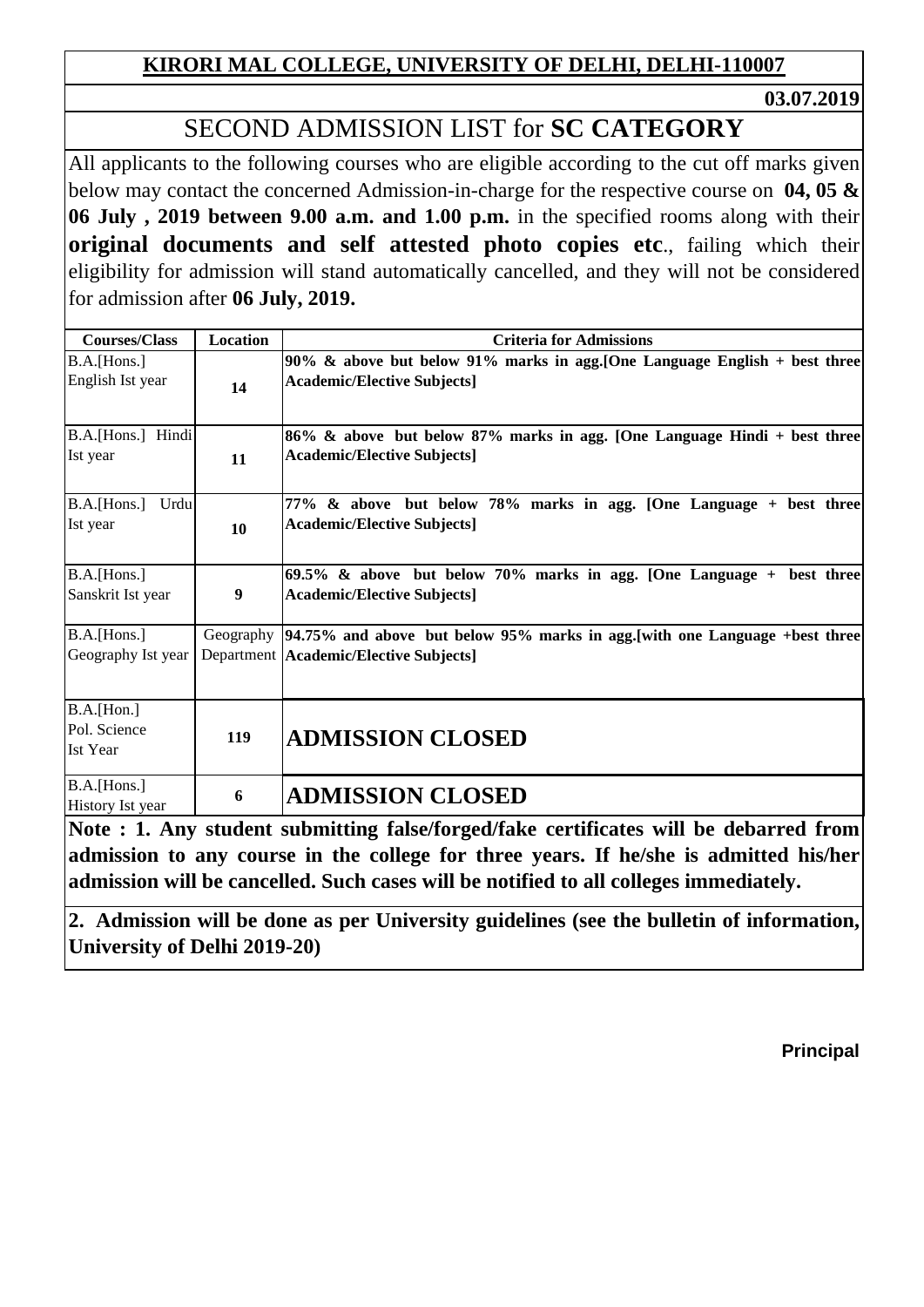**KIRORI MAL COLLEGE, UNIVERSITY OF DELHI, DELHI-110007**

**03.07.2019**

# SECOND ADMISSION LIST for **SC CATEGORY**

All applicants to the following courses who are eligible according to the cut off marks given below may contact the concerned Admission-in-charge for the respective course on **04, 05 & 06 July , 2019 between 9.00 a.m. and 1.00 p.m.** in the specified rooms along with their **original documents and self attested photo copies etc**., failing which their eligibility for admission will stand automatically cancelled, and they will not be considered for admission after **06 July, 2019.**

| Courses/Class | Location | Criteria for Admissions |
|---|---|---|
| B.A.[Hons.] English Ist year | 14 | **90% & above but below 91% marks in agg.[One Language English + best three Academic/Elective Subjects]** |
| B.A.[Hons.] Hindi Ist year | 11 | **86% & above but below 87% marks in agg. [One Language Hindi + best three Academic/Elective Subjects]** |
| B.A.[Hons.] Urdu Ist year | 10 | **77% & above but below 78% marks in agg. [One Language + best three Academic/Elective Subjects]** |
| B.A.[Hons.] Sanskrit Ist year | 9 | **69.5% & above but below 70% marks in agg. [One Language + best three Academic/Elective Subjects]** |
| B.A.[Hons.] Geography Ist year | Geography Department | **94.75% and above but below 95% marks in agg.[with one Language +best three Academic/Elective Subjects]** |
| B.A.[Hon.] Pol. Science Ist Year | 119 | **ADMISSION CLOSED** |
| B.A.[Hons.] History Ist year | 6 | **ADMISSION CLOSED** |

**Note : 1. Any student submitting false/forged/fake certificates will be debarred from admission to any course in the college for three years. If he/she is admitted his/her admission will be cancelled. Such cases will be notified to all colleges immediately.**

**2. Admission will be done as per University guidelines (see the bulletin of information, University of Delhi 2019-20)**

**Principal**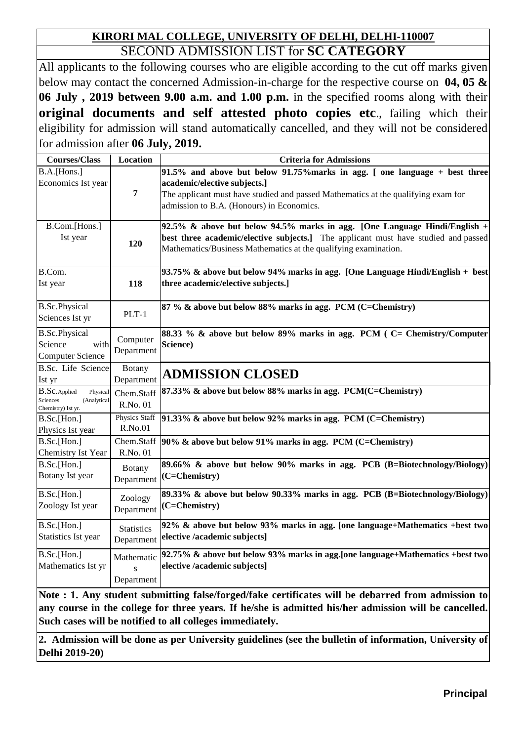**KIRORI MAL COLLEGE, UNIVERSITY OF DELHI, DELHI-110007**

SECOND ADMISSION LIST for **SC CATEGORY**

All applicants to the following courses who are eligible according to the cut off marks given below may contact the concerned Admission-in-charge for the respective course on **04, 05 & 06 July , 2019 between 9.00 a.m. and 1.00 p.m.** in the specified rooms along with their **original documents and self attested photo copies etc**., failing which their eligibility for admission will stand automatically cancelled, and they will not be considered for admission after **06 July, 2019.**

| Courses/Class | Location | Criteria for Admissions |
|---|---|---|
| B.A.[Hons.] Economics Ist year | 7 | **91.5% and above but below 91.75%marks in agg. [ one language + best three academic/elective subjects.]** The applicant must have studied and passed Mathematics at the qualifying exam for admission to B.A. (Honours) in Economics. |
| B.Com.[Hons.] Ist year | 120 | **92.5% & above but below 94.5% marks in agg. [One Language Hindi/English + best three academic/elective subjects.]** The applicant must have studied and passed Mathematics/Business Mathematics at the qualifying examination. |
| B.Com. Ist year | 118 | **93.75% & above but below 94% marks in agg. [One Language Hindi/English + best three academic/elective subjects.]** |
| B.Sc.Physical Sciences Ist yr | PLT-1 | **87 % & above but below 88% marks in agg. PCM (C=Chemistry)** |
| B.Sc.Physical Science with Computer Science | Computer Department | **88.33 % & above but below 89% marks in agg. PCM ( C= Chemistry/Computer Science)** |
| B.Sc. Life Science Ist yr | Botany Department | **ADMISSION CLOSED** |
| B.Sc.Applied Physical Sciences (Analytical Chemistry) Ist yr. | Chem.Staff R.No. 01 | **87.33% & above but below 88% marks in agg. PCM(C=Chemistry)** |
| B.Sc.[Hon.] Physics Ist year | Physics Staff R.No.01 | **91.33% & above but below 92% marks in agg. PCM (C=Chemistry)** |
| B.Sc.[Hon.] Chemistry Ist Year | Chem.Staff R.No. 01 | **90% & above but below 91% marks in agg. PCM (C=Chemistry)** |
| B.Sc.[Hon.] Botany Ist year | Botany Department | **89.66% & above but below 90% marks in agg. PCB (B=Biotechnology/Biology) (C=Chemistry)** |
| B.Sc.[Hon.] Zoology Ist year | Zoology Department | **89.33% & above but below 90.33% marks in agg. PCB (B=Biotechnology/Biology) (C=Chemistry)** |
| B.Sc.[Hon.] Statistics Ist year | Statistics Department | **92% & above but below 93% marks in agg. [one language+Mathematics +best two elective /academic subjects]** |
| B.Sc.[Hon.] Mathematics Ist yr | Mathematics Department | **92.75% & above but below 93% marks in agg.[one language+Mathematics +best two elective /academic subjects]** |

**Note : 1. Any student submitting false/forged/fake certificates will be debarred from admission to any course in the college for three years. If he/she is admitted his/her admission will be cancelled. Such cases will be notified to all colleges immediately.**

**2. Admission will be done as per University guidelines (see the bulletin of information, University of Delhi 2019-20)**

**Principal**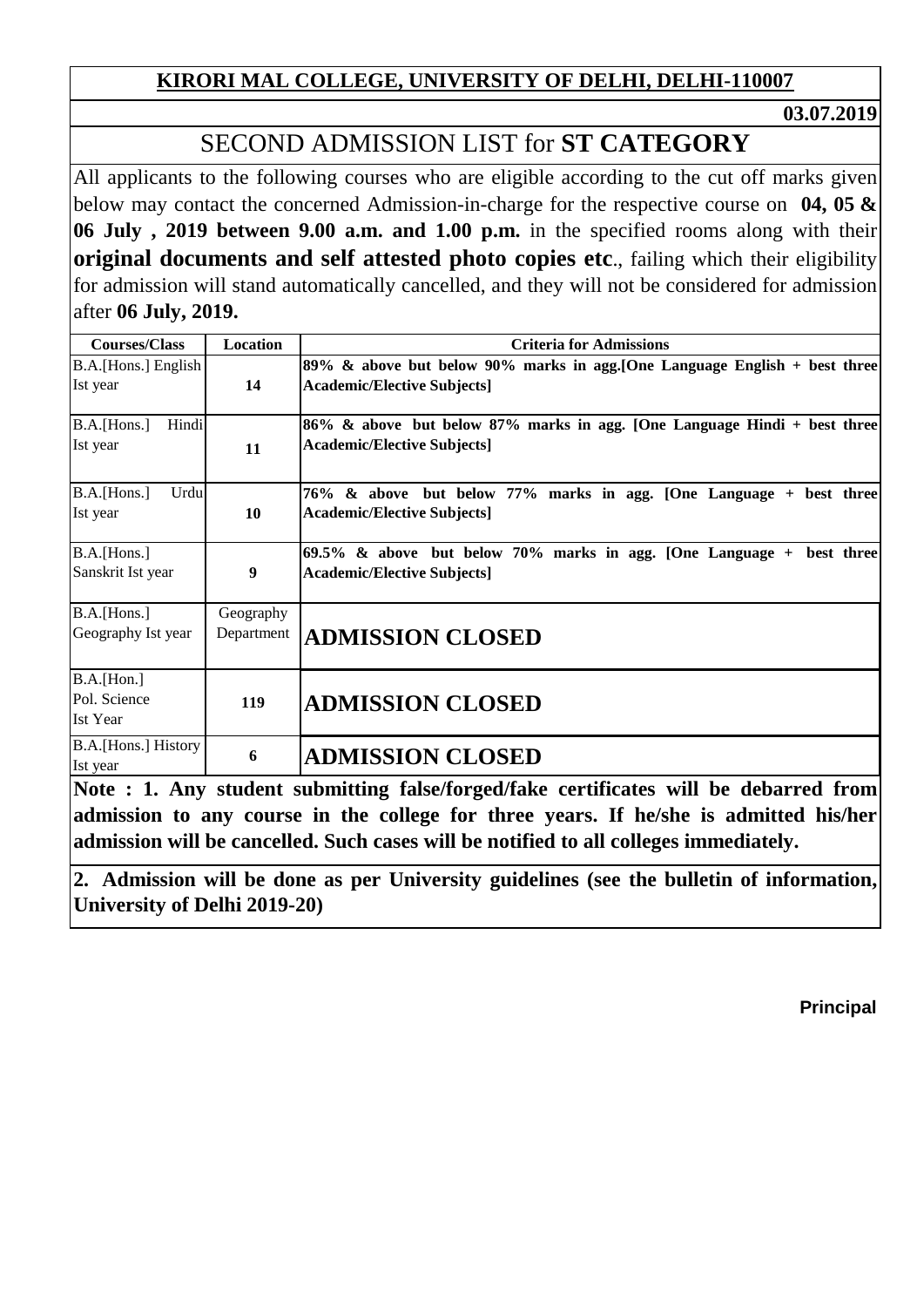**KIRORI MAL COLLEGE, UNIVERSITY OF DELHI, DELHI-110007**

**03.07.2019**

# SECOND ADMISSION LIST for **ST CATEGORY**

All applicants to the following courses who are eligible according to the cut off marks given below may contact the concerned Admission-in-charge for the respective course on **04, 05 & 06 July , 2019 between 9.00 a.m. and 1.00 p.m.** in the specified rooms along with their **original documents and self attested photo copies etc**., failing which their eligibility for admission will stand automatically cancelled, and they will not be considered for admission after **06 July, 2019.**

| Courses/Class | Location | Criteria for Admissions |
|---|---|---|
| B.A.[Hons.] English Ist year | 14 | **89% & above but below 90% marks in agg.[One Language English + best three Academic/Elective Subjects]** |
| B.A.[Hons.] Hindi Ist year | 11 | **86% & above but below 87% marks in agg. [One Language Hindi + best three Academic/Elective Subjects]** |
| B.A.[Hons.] Urdu Ist year | 10 | **76% & above but below 77% marks in agg. [One Language + best three Academic/Elective Subjects]** |
| B.A.[Hons.] Sanskrit Ist year | 9 | **69.5% & above but below 70% marks in agg. [One Language + best three Academic/Elective Subjects]** |
| B.A.[Hons.] Geography Ist year | Geography Department | **ADMISSION CLOSED** |
| B.A.[Hon.] Pol. Science Ist Year | 119 | **ADMISSION CLOSED** |
| B.A.[Hons.] History Ist year | 6 | **ADMISSION CLOSED** |

**Note : 1. Any student submitting false/forged/fake certificates will be debarred from admission to any course in the college for three years. If he/she is admitted his/her admission will be cancelled. Such cases will be notified to all colleges immediately.**

**2. Admission will be done as per University guidelines (see the bulletin of information, University of Delhi 2019-20)**

**Principal**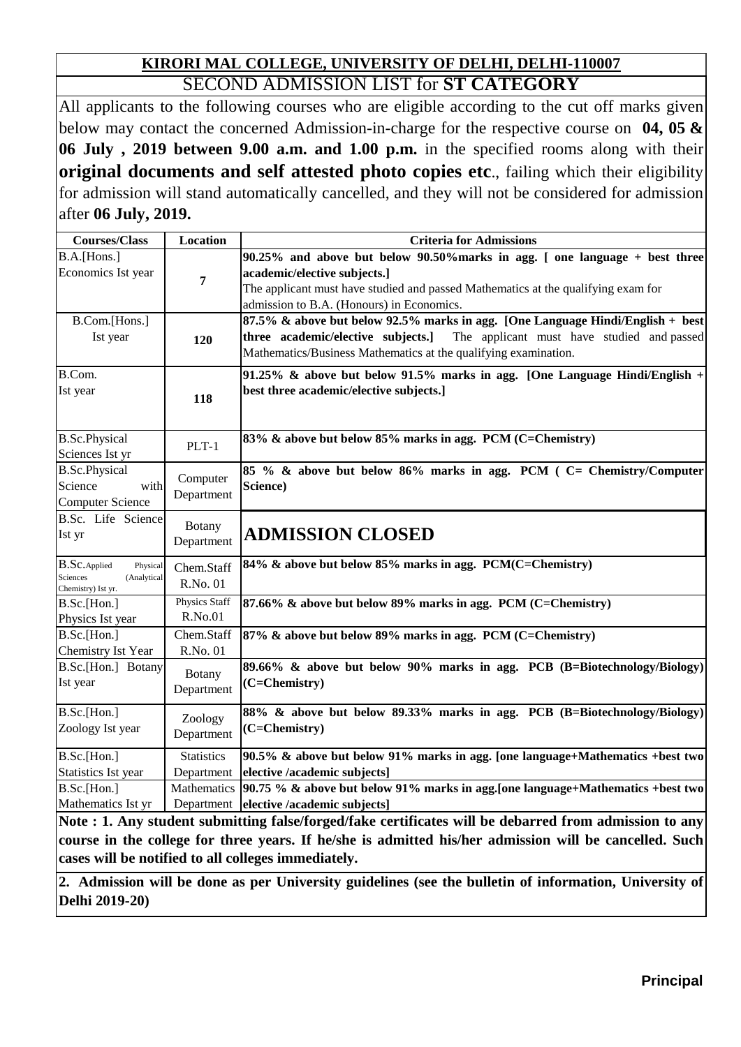## KIRORI MAL COLLEGE, UNIVERSITY OF DELHI, DELHI-110007

### SECOND ADMISSION LIST for **ST CATEGORY**

All applicants to the following courses who are eligible according to the cut off marks given below may contact the concerned Admission-in-charge for the respective course on **04, 05 & 06 July , 2019 between 9.00 a.m. and 1.00 p.m.** in the specified rooms along with their **original documents and self attested photo copies etc**., failing which their eligibility for admission will stand automatically cancelled, and they will not be considered for admission after **06 July, 2019.**

| Courses/Class | Location | Criteria for Admissions |
|---|---|---|
| B.A.[Hons.] Economics Ist year | 7 | **90.25% and above but below 90.50%marks in agg. [ one language + best three academic/elective subjects.]** The applicant must have studied and passed Mathematics at the qualifying exam for admission to B.A. (Honours) in Economics. |
| B.Com.[Hons.] Ist year | 120 | **87.5% & above but below 92.5% marks in agg. [One Language Hindi/English + best three academic/elective subjects.]** The applicant must have studied and passed Mathematics/Business Mathematics at the qualifying examination. |
| B.Com. Ist year | 118 | **91.25% & above but below 91.5% marks in agg. [One Language Hindi/English + best three academic/elective subjects.]** |
| B.Sc.Physical Sciences Ist yr | PLT-1 | **83% & above but below 85% marks in agg. PCM (C=Chemistry)** |
| B.Sc.Physical Science with Computer Science | Computer Department | **85 % & above but below 86% marks in agg. PCM ( C= Chemistry/Computer Science)** |
| B.Sc. Life Science Ist yr | Botany Department | **ADMISSION CLOSED** |
| B.Sc.Applied Physical Sciences (Analytical Chemistry) Ist yr. | Chem.Staff R.No. 01 | **84% & above but below 85% marks in agg. PCM(C=Chemistry)** |
| B.Sc.[Hon.] Physics Ist year | Physics Staff R.No.01 | **87.66% & above but below 89% marks in agg. PCM (C=Chemistry)** |
| B.Sc.[Hon.] Chemistry Ist Year | Chem.Staff R.No. 01 | **87% & above but below 89% marks in agg. PCM (C=Chemistry)** |
| B.Sc.[Hon.] Botany Ist year | Botany Department | **89.66% & above but below 90% marks in agg. PCB (B=Biotechnology/Biology) (C=Chemistry)** |
| B.Sc.[Hon.] Zoology Ist year | Zoology Department | **88% & above but below 89.33% marks in agg. PCB (B=Biotechnology/Biology) (C=Chemistry)** |
| B.Sc.[Hon.] Statistics Ist year | Statistics Department | **90.5% & above but below 91% marks in agg. [one language+Mathematics +best two elective /academic subjects]** |
| B.Sc.[Hon.] Mathematics Ist yr | Mathematics Department | **90.75 % & above but below 91% marks in agg.[one language+Mathematics +best two elective /academic subjects]** |

**Note : 1. Any student submitting false/forged/fake certificates will be debarred from admission to any course in the college for three years. If he/she is admitted his/her admission will be cancelled. Such cases will be notified to all colleges immediately.**

**2. Admission will be done as per University guidelines (see the bulletin of information, University of Delhi 2019-20)**

**Principal**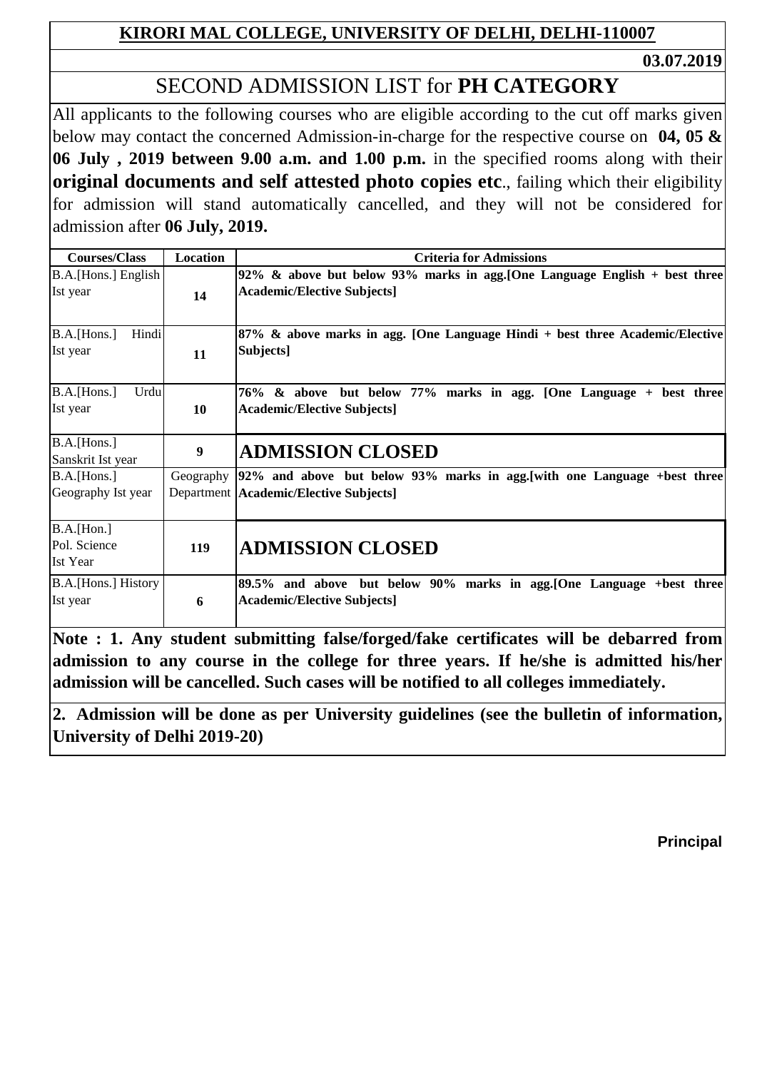**KIRORI MAL COLLEGE, UNIVERSITY OF DELHI, DELHI-110007**

**03.07.2019**

# SECOND ADMISSION LIST for **PH CATEGORY**

All applicants to the following courses who are eligible according to the cut off marks given below may contact the concerned Admission-in-charge for the respective course on **04, 05 & 06 July , 2019 between 9.00 a.m. and 1.00 p.m.** in the specified rooms along with their **original documents and self attested photo copies etc**., failing which their eligibility for admission will stand automatically cancelled, and they will not be considered for admission after **06 July, 2019.**

| Courses/Class | Location | Criteria for Admissions |
|---|---|---|
| B.A.[Hons.] English Ist year | 14 | **92% & above but below 93% marks in agg.[One Language English + best three Academic/Elective Subjects]** |
| B.A.[Hons.] Hindi Ist year | 11 | **87% & above marks in agg. [One Language Hindi + best three Academic/Elective Subjects]** |
| B.A.[Hons.] Urdu Ist year | 10 | **76% & above but below 77% marks in agg. [One Language + best three Academic/Elective Subjects]** |
| B.A.[Hons.] Sanskrit Ist year | 9 | **ADMISSION CLOSED** |
| B.A.[Hons.] Geography Ist year | Geography Department | **92% and above but below 93% marks in agg.[with one Language +best three Academic/Elective Subjects]** |
| B.A.[Hon.] Pol. Science Ist Year | 119 | **ADMISSION CLOSED** |
| B.A.[Hons.] History Ist year | 6 | **89.5% and above but below 90% marks in agg.[One Language +best three Academic/Elective Subjects]** |

**Note : 1. Any student submitting false/forged/fake certificates will be debarred from admission to any course in the college for three years. If he/she is admitted his/her admission will be cancelled. Such cases will be notified to all colleges immediately.**

**2. Admission will be done as per University guidelines (see the bulletin of information, University of Delhi 2019-20)**

**Principal**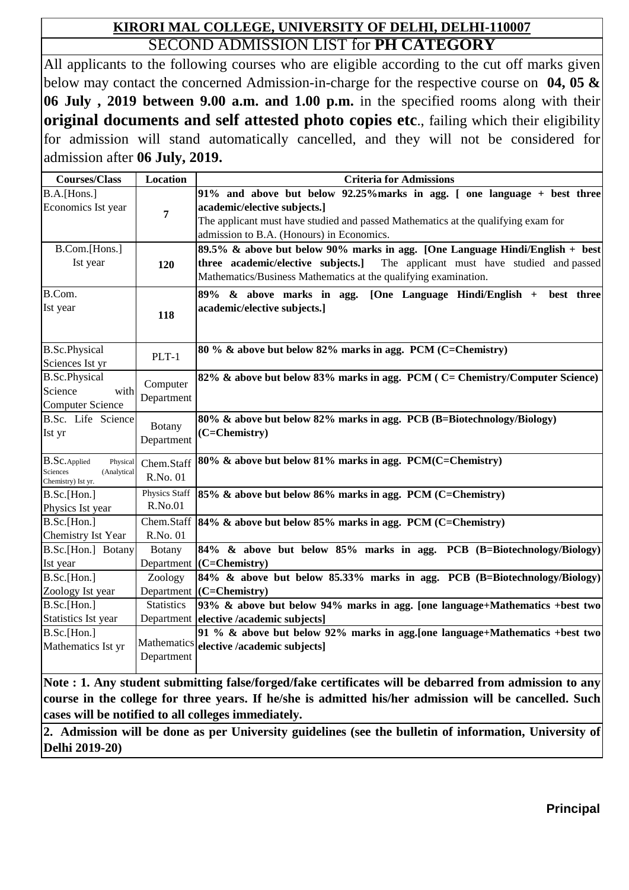## KIRORI MAL COLLEGE, UNIVERSITY OF DELHI, DELHI-110007

## SECOND ADMISSION LIST for **PH CATEGORY**

All applicants to the following courses who are eligible according to the cut off marks given below may contact the concerned Admission-in-charge for the respective course on **04, 05 & 06 July , 2019 between 9.00 a.m. and 1.00 p.m.** in the specified rooms along with their **original documents and self attested photo copies etc**., failing which their eligibility for admission will stand automatically cancelled, and they will not be considered for admission after **06 July, 2019.**

| Courses/Class | Location | Criteria for Admissions |
|---|---|---|
| B.A.[Hons.] Economics Ist year | 7 | **91% and above but below 92.25%marks in agg. [ one language + best three academic/elective subjects.]** The applicant must have studied and passed Mathematics at the qualifying exam for admission to B.A. (Honours) in Economics. |
| B.Com.[Hons.] Ist year | 120 | **89.5% & above but below 90% marks in agg. [One Language Hindi/English + best three academic/elective subjects.]** The applicant must have studied and passed Mathematics/Business Mathematics at the qualifying examination. |
| B.Com. Ist year | 118 | **89% & above marks in agg. [One Language Hindi/English + best three academic/elective subjects.]** |
| B.Sc.Physical Sciences Ist yr | PLT-1 | **80 % & above but below 82% marks in agg. PCM (C=Chemistry)** |
| B.Sc.Physical Science with Computer Science | Computer Department | **82% & above but below 83% marks in agg. PCM ( C= Chemistry/Computer Science)** |
| B.Sc. Life Science Ist yr | Botany Department | **80% & above but below 82% marks in agg. PCB (B=Biotechnology/Biology) (C=Chemistry)** |
| B.Sc.Applied Physical Sciences (Analytical Chemistry) Ist yr. | Chem.Staff R.No. 01 | **80% & above but below 81% marks in agg. PCM(C=Chemistry)** |
| B.Sc.[Hon.] Physics Ist year | Physics Staff R.No.01 | **85% & above but below 86% marks in agg. PCM (C=Chemistry)** |
| B.Sc.[Hon.] Chemistry Ist Year | Chem.Staff R.No. 01 | **84% & above but below 85% marks in agg. PCM (C=Chemistry)** |
| B.Sc.[Hon.] Botany Ist year | Botany Department | **84% & above but below 85% marks in agg. PCB (B=Biotechnology/Biology) (C=Chemistry)** |
| B.Sc.[Hon.] Zoology Ist year | Zoology Department | **84% & above but below 85.33% marks in agg. PCB (B=Biotechnology/Biology) (C=Chemistry)** |
| B.Sc.[Hon.] Statistics Ist year | Statistics Department | **93% & above but below 94% marks in agg. [one language+Mathematics +best two elective /academic subjects]** |
| B.Sc.[Hon.] Mathematics Ist yr | Mathematics Department | **91 % & above but below 92% marks in agg.[one language+Mathematics +best two elective /academic subjects]** |

**Note : 1. Any student submitting false/forged/fake certificates will be debarred from admission to any course in the college for three years. If he/she is admitted his/her admission will be cancelled. Such cases will be notified to all colleges immediately.**

**2. Admission will be done as per University guidelines (see the bulletin of information, University of Delhi 2019-20)**

**Principal**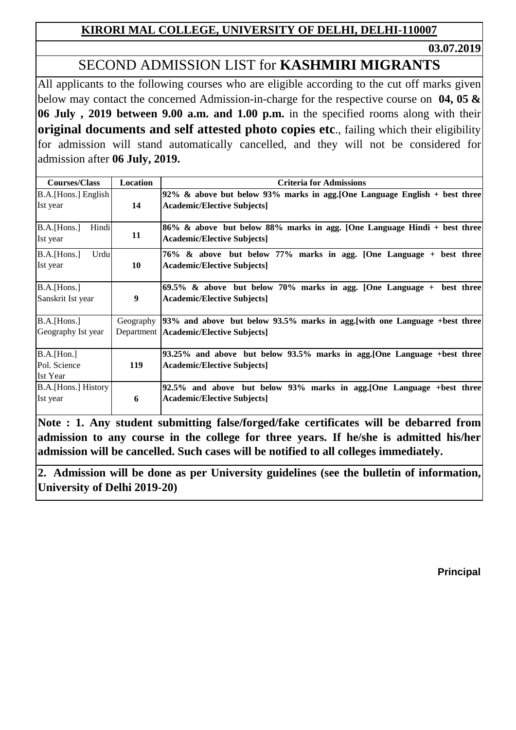**KIRORI MAL COLLEGE, UNIVERSITY OF DELHI, DELHI-110007**

**03.07.2019**

# SECOND ADMISSION LIST for **KASHMIRI MIGRANTS**

All applicants to the following courses who are eligible according to the cut off marks given below may contact the concerned Admission-in-charge for the respective course on **04, 05 & 06 July , 2019 between 9.00 a.m. and 1.00 p.m.** in the specified rooms along with their **original documents and self attested photo copies etc**., failing which their eligibility for admission will stand automatically cancelled, and they will not be considered for admission after **06 July, 2019.**

| Courses/Class | Location | Criteria for Admissions |
|---|---|---|
| B.A.[Hons.] English Ist year | **14** | **92% & above but below 93% marks in agg.[One Language English + best three Academic/Elective Subjects]** |
| B.A.[Hons.] Hindi Ist year | **11** | **86% & above but below 88% marks in agg. [One Language Hindi + best three Academic/Elective Subjects]** |
| B.A.[Hons.] Urdu Ist year | **10** | **76% & above but below 77% marks in agg. [One Language + best three Academic/Elective Subjects]** |
| B.A.[Hons.] Sanskrit Ist year | **9** | **69.5% & above but below 70% marks in agg. [One Language + best three Academic/Elective Subjects]** |
| B.A.[Hons.] Geography Ist year | Geography Department | **93% and above but below 93.5% marks in agg.[with one Language +best three Academic/Elective Subjects]** |
| B.A.[Hon.] Pol. Science Ist Year | **119** | **93.25% and above but below 93.5% marks in agg.[One Language +best three Academic/Elective Subjects]** |
| B.A.[Hons.] History Ist year | **6** | **92.5% and above but below 93% marks in agg.[One Language +best three Academic/Elective Subjects]** |

**Note : 1. Any student submitting false/forged/fake certificates will be debarred from admission to any course in the college for three years. If he/she is admitted his/her admission will be cancelled. Such cases will be notified to all colleges immediately.**

**2. Admission will be done as per University guidelines (see the bulletin of information, University of Delhi 2019-20)**

**Principal**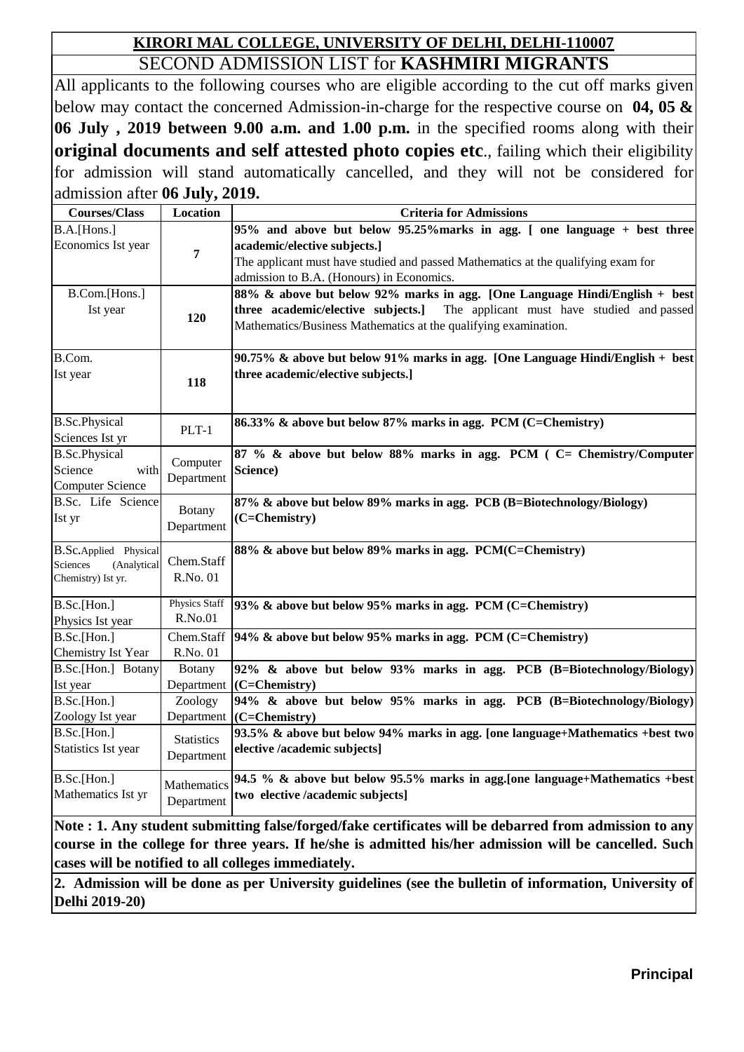## KIRORI MAL COLLEGE, UNIVERSITY OF DELHI, DELHI-110007

## SECOND ADMISSION LIST for **KASHMIRI MIGRANTS**

All applicants to the following courses who are eligible according to the cut off marks given below may contact the concerned Admission-in-charge for the respective course on **04, 05 & 06 July , 2019 between 9.00 a.m. and 1.00 p.m.** in the specified rooms along with their **original documents and self attested photo copies etc**., failing which their eligibility for admission will stand automatically cancelled, and they will not be considered for admission after **06 July, 2019.**

| Courses/Class | Location | Criteria for Admissions |
|---|---|---|
| B.A.[Hons.] Economics Ist year | 7 | **95% and above but below 95.25%marks in agg. [ one language + best three academic/elective subjects.]** The applicant must have studied and passed Mathematics at the qualifying exam for admission to B.A. (Honours) in Economics. |
| B.Com.[Hons.] Ist year | 120 | **88% & above but below 92% marks in agg. [One Language Hindi/English + best three academic/elective subjects.]** The applicant must have studied and passed Mathematics/Business Mathematics at the qualifying examination. |
| B.Com. Ist year | 118 | **90.75% & above but below 91% marks in agg. [One Language Hindi/English + best three academic/elective subjects.]** |
| B.Sc.Physical Sciences Ist yr | PLT-1 | **86.33% & above but below 87% marks in agg. PCM (C=Chemistry)** |
| B.Sc.Physical Science with Computer Science | Computer Department | **87 % & above but below 88% marks in agg. PCM ( C= Chemistry/Computer Science)** |
| B.Sc. Life Science Ist yr | Botany Department | **87% & above but below 89% marks in agg. PCB (B=Biotechnology/Biology) (C=Chemistry)** |
| B.Sc.Applied Physical Sciences (Analytical Chemistry) Ist yr. | Chem.Staff R.No. 01 | **88% & above but below 89% marks in agg. PCM(C=Chemistry)** |
| B.Sc.[Hon.] Physics Ist year | Physics Staff R.No.01 | **93% & above but below 95% marks in agg. PCM (C=Chemistry)** |
| B.Sc.[Hon.] Chemistry Ist Year | Chem.Staff R.No. 01 | **94% & above but below 95% marks in agg. PCM (C=Chemistry)** |
| B.Sc.[Hon.] Botany Ist year | Botany Department | **92% & above but below 93% marks in agg. PCB (B=Biotechnology/Biology) (C=Chemistry)** |
| B.Sc.[Hon.] Zoology Ist year | Zoology Department | **94% & above but below 95% marks in agg. PCB (B=Biotechnology/Biology) (C=Chemistry)** |
| B.Sc.[Hon.] Statistics Ist year | Statistics Department | **93.5% & above but below 94% marks in agg. [one language+Mathematics +best two elective /academic subjects]** |
| B.Sc.[Hon.] Mathematics Ist yr | Mathematics Department | **94.5 % & above but below 95.5% marks in agg.[one language+Mathematics +best two elective /academic subjects]** |

**Note : 1. Any student submitting false/forged/fake certificates will be debarred from admission to any course in the college for three years. If he/she is admitted his/her admission will be cancelled. Such cases will be notified to all colleges immediately.**

**2. Admission will be done as per University guidelines (see the bulletin of information, University of Delhi 2019-20)**

**Principal**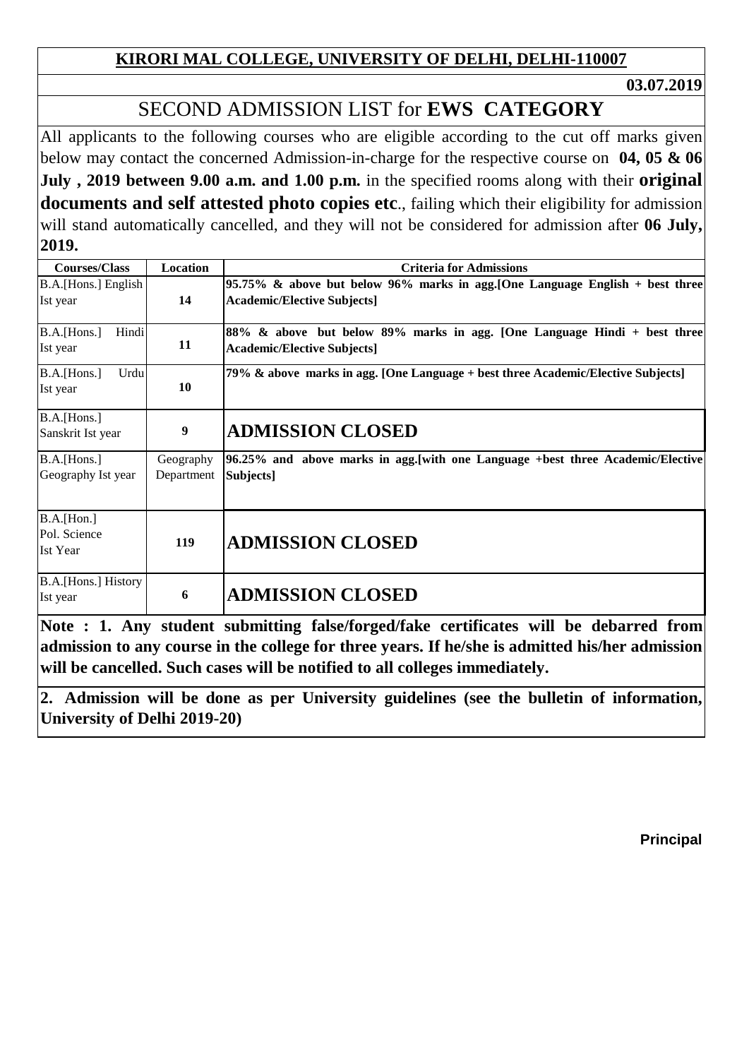**KIRORI MAL COLLEGE, UNIVERSITY OF DELHI, DELHI-110007**

**03.07.2019**

# SECOND ADMISSION LIST for **EWS CATEGORY**

All applicants to the following courses who are eligible according to the cut off marks given below may contact the concerned Admission-in-charge for the respective course on **04, 05 & 06 July , 2019 between 9.00 a.m. and 1.00 p.m.** in the specified rooms along with their **original documents and self attested photo copies etc**., failing which their eligibility for admission will stand automatically cancelled, and they will not be considered for admission after **06 July, 2019.**

| Courses/Class | Location | Criteria for Admissions |
|---|---|---|
| B.A.[Hons.] English Ist year | 14 | **95.75% & above but below 96% marks in agg.[One Language English + best three Academic/Elective Subjects]** |
| B.A.[Hons.] Hindi Ist year | 11 | **88% & above but below 89% marks in agg. [One Language Hindi + best three Academic/Elective Subjects]** |
| B.A.[Hons.] Urdu Ist year | 10 | **79% & above marks in agg. [One Language + best three Academic/Elective Subjects]** |
| B.A.[Hons.] Sanskrit Ist year | 9 | **ADMISSION CLOSED** |
| B.A.[Hons.] Geography Ist year | Geography Department | **96.25% and above marks in agg.[with one Language +best three Academic/Elective Subjects]** |
| B.A.[Hon.] Pol. Science Ist Year | 119 | **ADMISSION CLOSED** |
| B.A.[Hons.] History Ist year | 6 | **ADMISSION CLOSED** |

**Note : 1. Any student submitting false/forged/fake certificates will be debarred from admission to any course in the college for three years. If he/she is admitted his/her admission will be cancelled. Such cases will be notified to all colleges immediately.**

**2. Admission will be done as per University guidelines (see the bulletin of information, University of Delhi 2019-20)**

**Principal**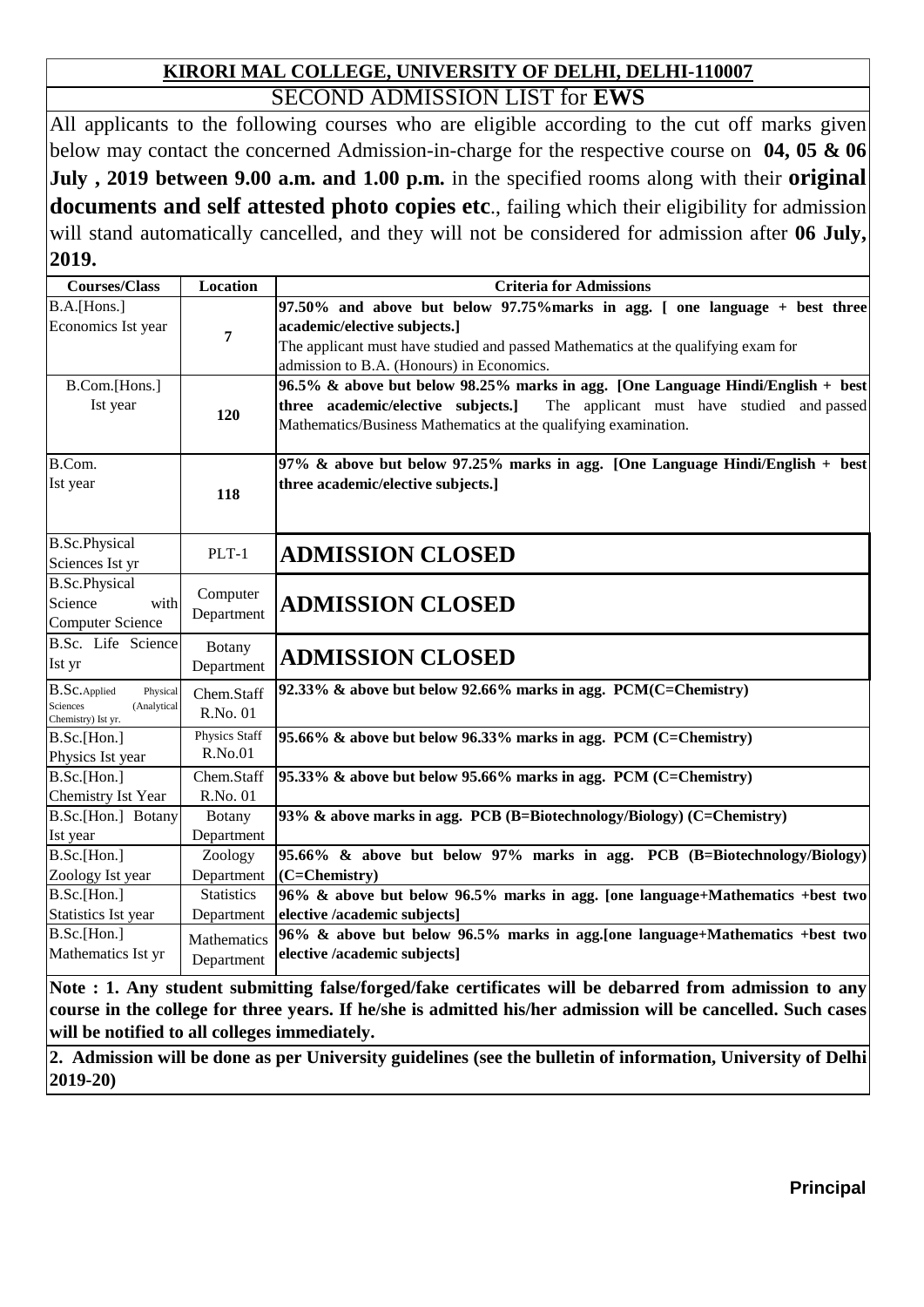**KIRORI MAL COLLEGE, UNIVERSITY OF DELHI, DELHI-110007**

SECOND ADMISSION LIST for **EWS**

All applicants to the following courses who are eligible according to the cut off marks given below may contact the concerned Admission-in-charge for the respective course on **04, 05 & 06 July , 2019 between 9.00 a.m. and 1.00 p.m.** in the specified rooms along with their **original documents and self attested photo copies etc**., failing which their eligibility for admission will stand automatically cancelled, and they will not be considered for admission after **06 July, 2019.**

| Courses/Class | Location | Criteria for Admissions |
|---|---|---|
| B.A.[Hons.] Economics Ist year | 7 | **97.50% and above but below 97.75%marks in agg. [ one language + best three academic/elective subjects.]** The applicant must have studied and passed Mathematics at the qualifying exam for admission to B.A. (Honours) in Economics. |
| B.Com.[Hons.] Ist year | 120 | **96.5% & above but below 98.25% marks in agg. [One Language Hindi/English + best three academic/elective subjects.]** The applicant must have studied and passed Mathematics/Business Mathematics at the qualifying examination. |
| B.Com. Ist year | 118 | **97% & above but below 97.25% marks in agg. [One Language Hindi/English + best three academic/elective subjects.]** |
| B.Sc.Physical Sciences Ist yr | PLT-1 | **ADMISSION CLOSED** |
| B.Sc.Physical Science with Computer Science | Computer Department | **ADMISSION CLOSED** |
| B.Sc. Life Science Ist yr | Botany Department | **ADMISSION CLOSED** |
| B.Sc.Applied Physical Sciences (Analytical Chemistry) Ist yr. | Chem.Staff R.No. 01 | **92.33% & above but below 92.66% marks in agg. PCM(C=Chemistry)** |
| B.Sc.[Hon.] Physics Ist year | Physics Staff R.No.01 | **95.66% & above but below 96.33% marks in agg. PCM (C=Chemistry)** |
| B.Sc.[Hon.] Chemistry Ist Year | Chem.Staff R.No. 01 | **95.33% & above but below 95.66% marks in agg. PCM (C=Chemistry)** |
| B.Sc.[Hon.] Botany Ist year | Botany Department | **93% & above marks in agg. PCB (B=Biotechnology/Biology) (C=Chemistry)** |
| B.Sc.[Hon.] Zoology Ist year | Zoology Department | **95.66% & above but below 97% marks in agg. PCB (B=Biotechnology/Biology) (C=Chemistry)** |
| B.Sc.[Hon.] Statistics Ist year | Statistics Department | **96% & above but below 96.5% marks in agg. [one language+Mathematics +best two elective /academic subjects]** |
| B.Sc.[Hon.] Mathematics Ist yr | Mathematics Department | **96% & above but below 96.5% marks in agg.[one language+Mathematics +best two elective /academic subjects]** |

**Note : 1. Any student submitting false/forged/fake certificates will be debarred from admission to any course in the college for three years. If he/she is admitted his/her admission will be cancelled. Such cases will be notified to all colleges immediately.**

**2. Admission will be done as per University guidelines (see the bulletin of information, University of Delhi 2019-20)**

**Principal**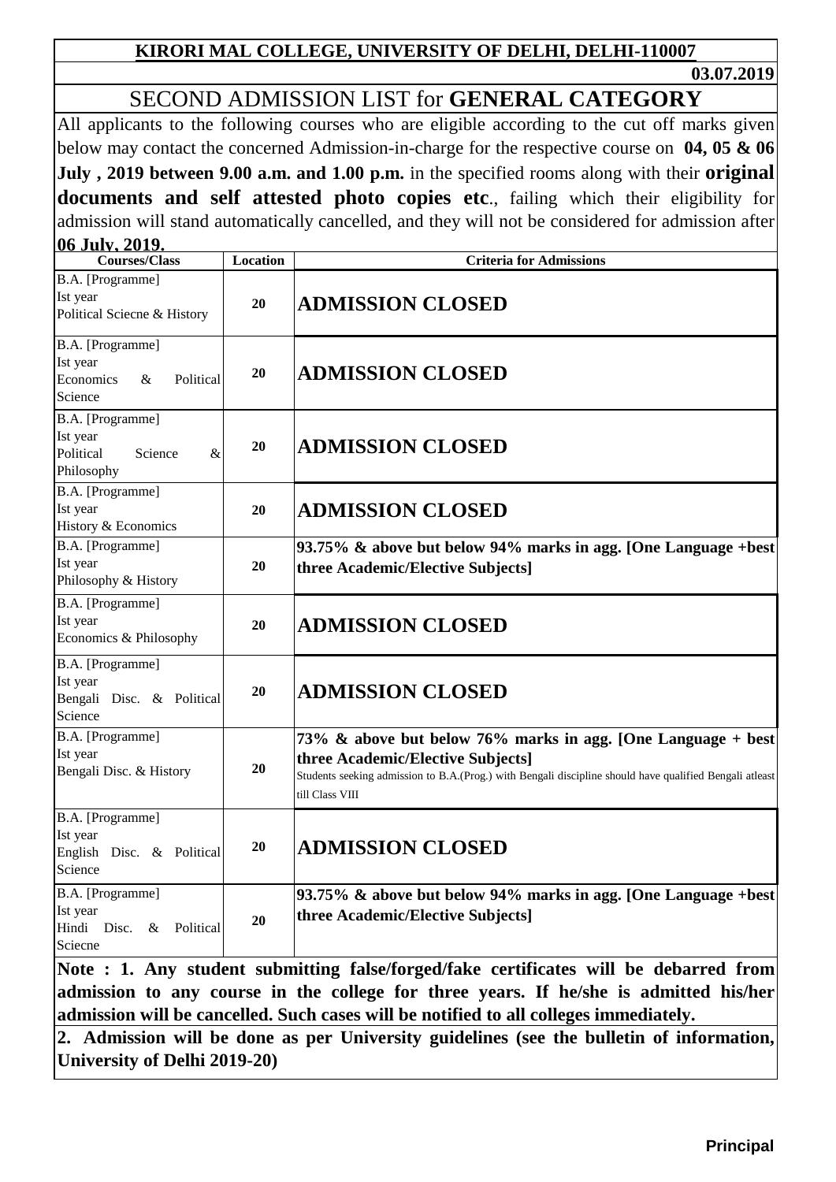**KIRORI MAL COLLEGE, UNIVERSITY OF DELHI, DELHI-110007**

**03.07.2019**

# SECOND ADMISSION LIST for **GENERAL CATEGORY**

All applicants to the following courses who are eligible according to the cut off marks given below may contact the concerned Admission-in-charge for the respective course on **04, 05 & 06 July , 2019 between 9.00 a.m. and 1.00 p.m.** in the specified rooms along with their **original documents and self attested photo copies etc**., failing which their eligibility for admission will stand automatically cancelled, and they will not be considered for admission after **06 July, 2019.**

| Courses/Class | Location | Criteria for Admissions |
|---|---|---|
| B.A. [Programme] Ist year Political Sciecne & History | 20 | **ADMISSION CLOSED** |
| B.A. [Programme] Ist year Economics & Political Science | 20 | **ADMISSION CLOSED** |
| B.A. [Programme] Ist year Political Science & Philosophy | 20 | **ADMISSION CLOSED** |
| B.A. [Programme] Ist year History & Economics | 20 | **ADMISSION CLOSED** |
| B.A. [Programme] Ist year Philosophy & History | 20 | **93.75% & above but below 94% marks in agg. [One Language +best three Academic/Elective Subjects]** |
| B.A. [Programme] Ist year Economics & Philosophy | 20 | **ADMISSION CLOSED** |
| B.A. [Programme] Ist year Bengali Disc. & Political Science | 20 | **ADMISSION CLOSED** |
| B.A. [Programme] Ist year Bengali Disc. & History | 20 | **73% & above but below 76% marks in agg. [One Language + best three Academic/Elective Subjects]** Students seeking admission to B.A.(Prog.) with Bengali discipline should have qualified Bengali atleast till Class VIII |
| B.A. [Programme] Ist year English Disc. & Political Science | 20 | **ADMISSION CLOSED** |
| B.A. [Programme] Ist year Hindi Disc. & Political Sciecne | 20 | **93.75% & above but below 94% marks in agg. [One Language +best three Academic/Elective Subjects]** |

**Note : 1. Any student submitting false/forged/fake certificates will be debarred from admission to any course in the college for three years. If he/she is admitted his/her admission will be cancelled. Such cases will be notified to all colleges immediately.**

**2. Admission will be done as per University guidelines (see the bulletin of information, University of Delhi 2019-20)**

**Principal**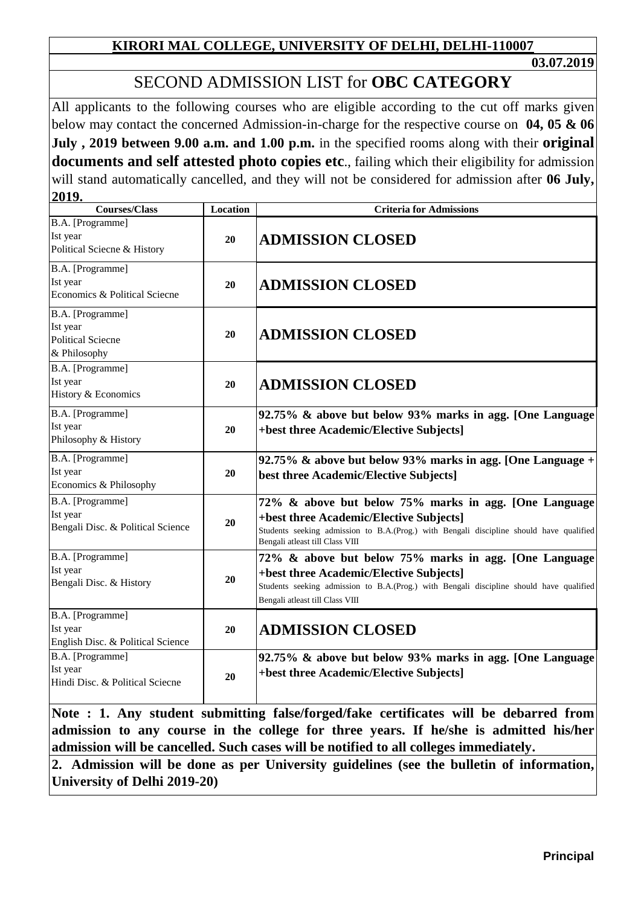**KIRORI MAL COLLEGE, UNIVERSITY OF DELHI, DELHI-110007**

**03.07.2019**

## SECOND ADMISSION LIST for **OBC CATEGORY**

All applicants to the following courses who are eligible according to the cut off marks given below may contact the concerned Admission-in-charge for the respective course on **04, 05 & 06 July , 2019 between 9.00 a.m. and 1.00 p.m.** in the specified rooms along with their **original documents and self attested photo copies etc**., failing which their eligibility for admission will stand automatically cancelled, and they will not be considered for admission after **06 July, 2019.**

| Courses/Class | Location | Criteria for Admissions |
|---|---|---|
| B.A. [Programme] Ist year Political Sciecne & History | 20 | **ADMISSION CLOSED** |
| B.A. [Programme] Ist year Economics & Political Sciecne | 20 | **ADMISSION CLOSED** |
| B.A. [Programme] Ist year Political Sciecne & Philosophy | 20 | **ADMISSION CLOSED** |
| B.A. [Programme] Ist year History & Economics | 20 | **ADMISSION CLOSED** |
| B.A. [Programme] Ist year Philosophy & History | 20 | **92.75% & above but below 93% marks in agg. [One Language +best three Academic/Elective Subjects]** |
| B.A. [Programme] Ist year Economics & Philosophy | 20 | **92.75% & above but below 93% marks in agg. [One Language + best three Academic/Elective Subjects]** |
| B.A. [Programme] Ist year Bengali Disc. & Political Science | 20 | **72% & above but below 75% marks in agg. [One Language +best three Academic/Elective Subjects]** Students seeking admission to B.A.(Prog.) with Bengali discipline should have qualified Bengali atleast till Class VIII |
| B.A. [Programme] Ist year Bengali Disc. & History | 20 | **72% & above but below 75% marks in agg. [One Language +best three Academic/Elective Subjects]** Students seeking admission to B.A.(Prog.) with Bengali discipline should have qualified Bengali atleast till Class VIII |
| B.A. [Programme] Ist year English Disc. & Political Science | 20 | **ADMISSION CLOSED** |
| B.A. [Programme] Ist year Hindi Disc. & Political Sciecne | 20 | **92.75% & above but below 93% marks in agg. [One Language +best three Academic/Elective Subjects]** |

**Note : 1. Any student submitting false/forged/fake certificates will be debarred from admission to any course in the college for three years. If he/she is admitted his/her admission will be cancelled. Such cases will be notified to all colleges immediately.**

**2. Admission will be done as per University guidelines (see the bulletin of information, University of Delhi 2019-20)**

**Principal**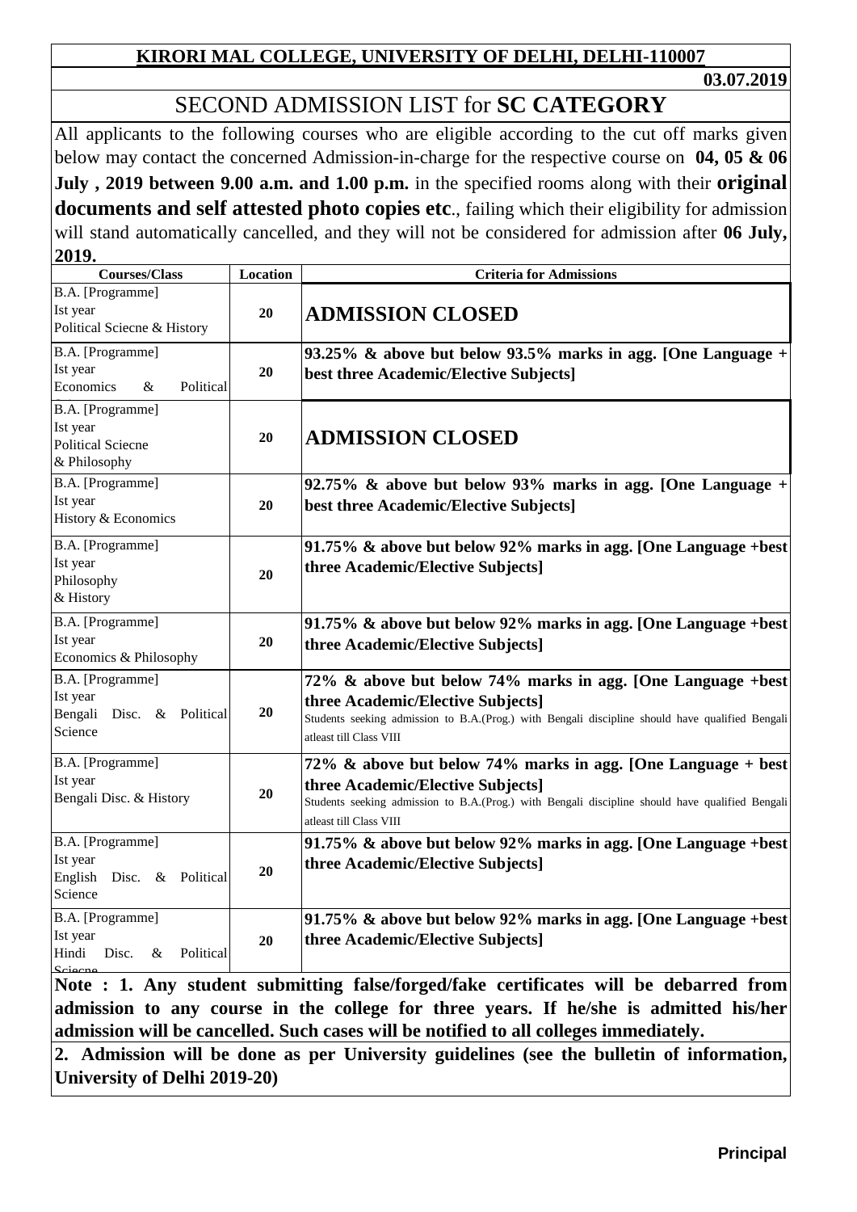**KIRORI MAL COLLEGE, UNIVERSITY OF DELHI, DELHI-110007**

**03.07.2019**

# SECOND ADMISSION LIST for **SC CATEGORY**

All applicants to the following courses who are eligible according to the cut off marks given below may contact the concerned Admission-in-charge for the respective course on **04, 05 & 06 July , 2019 between 9.00 a.m. and 1.00 p.m.** in the specified rooms along with their **original documents and self attested photo copies etc**., failing which their eligibility for admission will stand automatically cancelled, and they will not be considered for admission after **06 July, 2019.**

| Courses/Class | Location | Criteria for Admissions |
|---|---|---|
| B.A. [Programme] Ist year Political Sciecne & History | 20 | **ADMISSION CLOSED** |
| B.A. [Programme] Ist year Economics & Political | 20 | **93.25% & above but below 93.5% marks in agg. [One Language + best three Academic/Elective Subjects]** |
| B.A. [Programme] Ist year Political Sciecne & Philosophy | 20 | **ADMISSION CLOSED** |
| B.A. [Programme] Ist year History & Economics | 20 | **92.75% & above but below 93% marks in agg. [One Language + best three Academic/Elective Subjects]** |
| B.A. [Programme] Ist year Philosophy & History | 20 | **91.75% & above but below 92% marks in agg. [One Language +best three Academic/Elective Subjects]** |
| B.A. [Programme] Ist year Economics & Philosophy | 20 | **91.75% & above but below 92% marks in agg. [One Language +best three Academic/Elective Subjects]** |
| B.A. [Programme] Ist year Bengali Disc. & Political Science | 20 | **72% & above but below 74% marks in agg. [One Language +best three Academic/Elective Subjects]** Students seeking admission to B.A.(Prog.) with Bengali discipline should have qualified Bengali atleast till Class VIII |
| B.A. [Programme] Ist year Bengali Disc. & History | 20 | **72% & above but below 74% marks in agg. [One Language + best three Academic/Elective Subjects]** Students seeking admission to B.A.(Prog.) with Bengali discipline should have qualified Bengali atleast till Class VIII |
| B.A. [Programme] Ist year English Disc. & Political Science | 20 | **91.75% & above but below 92% marks in agg. [One Language +best three Academic/Elective Subjects]** |
| B.A. [Programme] Ist year Hindi Disc. & Political Sciecne | 20 | **91.75% & above but below 92% marks in agg. [One Language +best three Academic/Elective Subjects]** |

**Note : 1. Any student submitting false/forged/fake certificates will be debarred from admission to any course in the college for three years. If he/she is admitted his/her admission will be cancelled. Such cases will be notified to all colleges immediately.**

**2. Admission will be done as per University guidelines (see the bulletin of information, University of Delhi 2019-20)**

**Principal**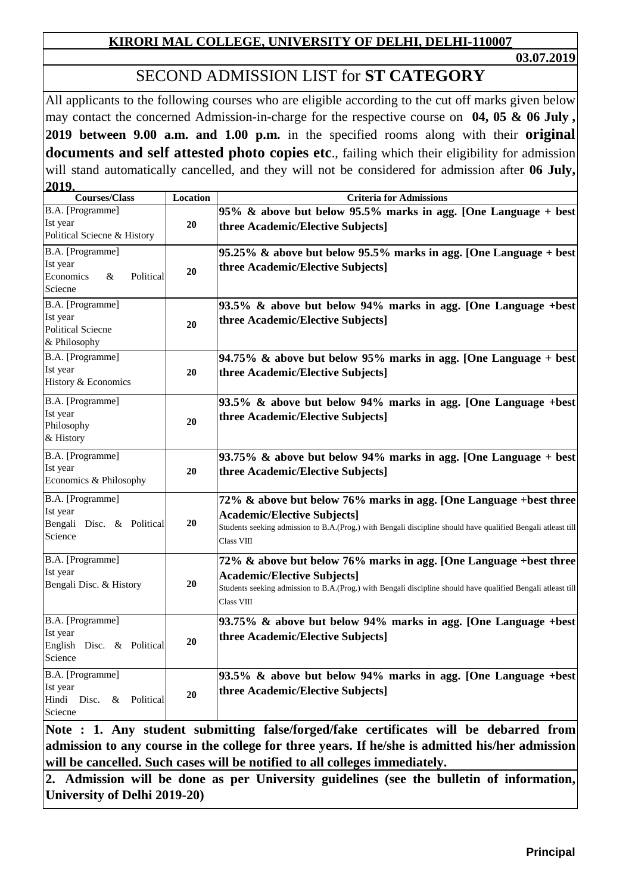**KIRORI MAL COLLEGE, UNIVERSITY OF DELHI, DELHI-110007**

**03.07.2019**

# SECOND ADMISSION LIST for **ST CATEGORY**

All applicants to the following courses who are eligible according to the cut off marks given below may contact the concerned Admission-in-charge for the respective course on **04, 05 & 06 July , 2019 between 9.00 a.m. and 1.00 p.m.** in the specified rooms along with their **original documents and self attested photo copies etc**., failing which their eligibility for admission will stand automatically cancelled, and they will not be considered for admission after **06 July, 2019.**

| Courses/Class | Location | Criteria for Admissions |
|---|---|---|
| B.A. [Programme] Ist year Political Sciecne & History | 20 | **95% & above but below 95.5% marks in agg. [One Language + best three Academic/Elective Subjects]** |
| B.A. [Programme] Ist year Economics & Political Sciecne | 20 | **95.25% & above but below 95.5% marks in agg. [One Language + best three Academic/Elective Subjects]** |
| B.A. [Programme] Ist year Political Sciecne & Philosophy | 20 | **93.5% & above but below 94% marks in agg. [One Language +best three Academic/Elective Subjects]** |
| B.A. [Programme] Ist year History & Economics | 20 | **94.75% & above but below 95% marks in agg. [One Language + best three Academic/Elective Subjects]** |
| B.A. [Programme] Ist year Philosophy & History | 20 | **93.5% & above but below 94% marks in agg. [One Language +best three Academic/Elective Subjects]** |
| B.A. [Programme] Ist year Economics & Philosophy | 20 | **93.75% & above but below 94% marks in agg. [One Language + best three Academic/Elective Subjects]** |
| B.A. [Programme] Ist year Bengali Disc. & Political Science | 20 | **72% & above but below 76% marks in agg. [One Language +best three Academic/Elective Subjects]** Students seeking admission to B.A.(Prog.) with Bengali discipline should have qualified Bengali atleast till Class VIII |
| B.A. [Programme] Ist year Bengali Disc. & History | 20 | **72% & above but below 76% marks in agg. [One Language +best three Academic/Elective Subjects]** Students seeking admission to B.A.(Prog.) with Bengali discipline should have qualified Bengali atleast till Class VIII |
| B.A. [Programme] Ist year English Disc. & Political Science | 20 | **93.75% & above but below 94% marks in agg. [One Language +best three Academic/Elective Subjects]** |
| B.A. [Programme] Ist year Hindi Disc. & Political Sciecne | 20 | **93.5% & above but below 94% marks in agg. [One Language +best three Academic/Elective Subjects]** |

**Note : 1. Any student submitting false/forged/fake certificates will be debarred from admission to any course in the college for three years. If he/she is admitted his/her admission will be cancelled. Such cases will be notified to all colleges immediately.**

**2. Admission will be done as per University guidelines (see the bulletin of information, University of Delhi 2019-20)**

**Principal**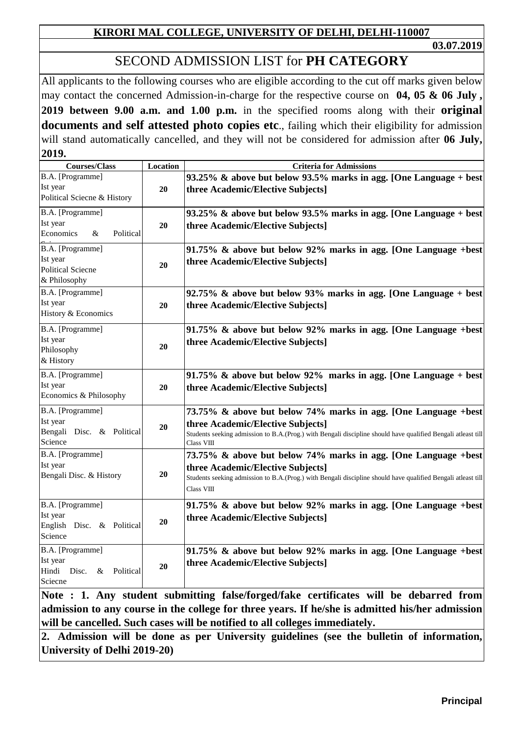**KIRORI MAL COLLEGE, UNIVERSITY OF DELHI, DELHI-110007**

**03.07.2019**

# SECOND ADMISSION LIST for **PH CATEGORY**

All applicants to the following courses who are eligible according to the cut off marks given below may contact the concerned Admission-in-charge for the respective course on **04, 05 & 06 July , 2019 between 9.00 a.m. and 1.00 p.m.** in the specified rooms along with their **original documents and self attested photo copies etc**., failing which their eligibility for admission will stand automatically cancelled, and they will not be considered for admission after **06 July, 2019.**

| Courses/Class | Location | Criteria for Admissions |
|---|---|---|
| B.A. [Programme] Ist year Political Sciecne & History | 20 | **93.25% & above but below 93.5% marks in agg. [One Language + best three Academic/Elective Subjects]** |
| B.A. [Programme] Ist year Economics & Political Science | 20 | **93.25% & above but below 93.5% marks in agg. [One Language + best three Academic/Elective Subjects]** |
| B.A. [Programme] Ist year Political Sciecne & Philosophy | 20 | **91.75% & above but below 92% marks in agg. [One Language +best three Academic/Elective Subjects]** |
| B.A. [Programme] Ist year History & Economics | 20 | **92.75% & above but below 93% marks in agg. [One Language + best three Academic/Elective Subjects]** |
| B.A. [Programme] Ist year Philosophy & History | 20 | **91.75% & above but below 92% marks in agg. [One Language +best three Academic/Elective Subjects]** |
| B.A. [Programme] Ist year Economics & Philosophy | 20 | **91.75% & above but below 92% marks in agg. [One Language + best three Academic/Elective Subjects]** |
| B.A. [Programme] Ist year Bengali Disc. & Political Science | 20 | **73.75% & above but below 74% marks in agg. [One Language +best three Academic/Elective Subjects]** Students seeking admission to B.A.(Prog.) with Bengali discipline should have qualified Bengali atleast till Class VIII |
| B.A. [Programme] Ist year Bengali Disc. & History | 20 | **73.75% & above but below 74% marks in agg. [One Language +best three Academic/Elective Subjects]** Students seeking admission to B.A.(Prog.) with Bengali discipline should have qualified Bengali atleast till Class VIII |
| B.A. [Programme] Ist year English Disc. & Political Science | 20 | **91.75% & above but below 92% marks in agg. [One Language +best three Academic/Elective Subjects]** |
| B.A. [Programme] Ist year Hindi Disc. & Political Sciecne | 20 | **91.75% & above but below 92% marks in agg. [One Language +best three Academic/Elective Subjects]** |

**Note : 1. Any student submitting false/forged/fake certificates will be debarred from admission to any course in the college for three years. If he/she is admitted his/her admission will be cancelled. Such cases will be notified to all colleges immediately.**

**2. Admission will be done as per University guidelines (see the bulletin of information, University of Delhi 2019-20)**

**Principal**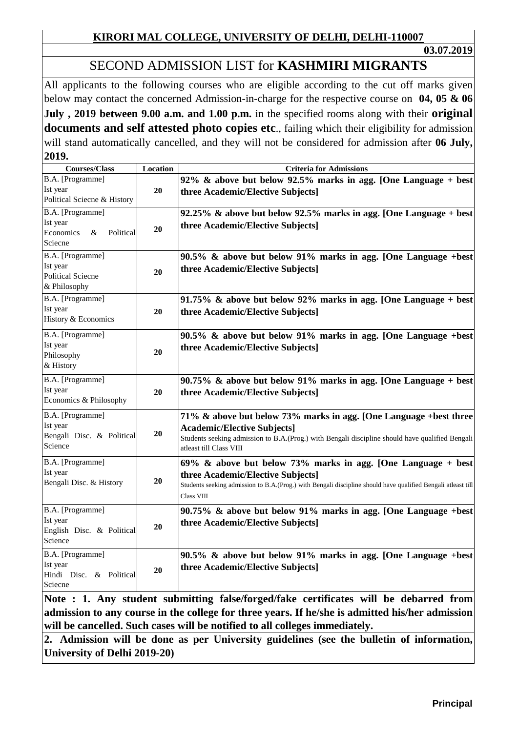**KIRORI MAL COLLEGE, UNIVERSITY OF DELHI, DELHI-110007**

**03.07.2019**

# SECOND ADMISSION LIST for **KASHMIRI MIGRANTS**

All applicants to the following courses who are eligible according to the cut off marks given below may contact the concerned Admission-in-charge for the respective course on **04, 05 & 06 July , 2019 between 9.00 a.m. and 1.00 p.m.** in the specified rooms along with their **original documents and self attested photo copies etc**., failing which their eligibility for admission will stand automatically cancelled, and they will not be considered for admission after **06 July, 2019.**

| Courses/Class | Location | Criteria for Admissions |
|---|---|---|
| B.A. [Programme] Ist year Political Sciecne & History | 20 | **92% & above but below 92.5% marks in agg. [One Language + best three Academic/Elective Subjects]** |
| B.A. [Programme] Ist year Economics & Political Sciecne | 20 | **92.25% & above but below 92.5% marks in agg. [One Language + best three Academic/Elective Subjects]** |
| B.A. [Programme] Ist year Political Sciecne & Philosophy | 20 | **90.5% & above but below 91% marks in agg. [One Language +best three Academic/Elective Subjects]** |
| B.A. [Programme] Ist year History & Economics | 20 | **91.75% & above but below 92% marks in agg. [One Language + best three Academic/Elective Subjects]** |
| B.A. [Programme] Ist year Philosophy & History | 20 | **90.5% & above but below 91% marks in agg. [One Language +best three Academic/Elective Subjects]** |
| B.A. [Programme] Ist year Economics & Philosophy | 20 | **90.75% & above but below 91% marks in agg. [One Language + best three Academic/Elective Subjects]** |
| B.A. [Programme] Ist year Bengali Disc. & Political Science | 20 | **71% & above but below 73% marks in agg. [One Language +best three Academic/Elective Subjects]** Students seeking admission to B.A.(Prog.) with Bengali discipline should have qualified Bengali atleast till Class VIII |
| B.A. [Programme] Ist year Bengali Disc. & History | 20 | **69% & above but below 73% marks in agg. [One Language + best three Academic/Elective Subjects]** Students seeking admission to B.A.(Prog.) with Bengali discipline should have qualified Bengali atleast till Class VIII |
| B.A. [Programme] Ist year English Disc. & Political Science | 20 | **90.75% & above but below 91% marks in agg. [One Language +best three Academic/Elective Subjects]** |
| B.A. [Programme] Ist year Hindi Disc. & Political Sciecne | 20 | **90.5% & above but below 91% marks in agg. [One Language +best three Academic/Elective Subjects]** |

**Note : 1. Any student submitting false/forged/fake certificates will be debarred from admission to any course in the college for three years. If he/she is admitted his/her admission will be cancelled. Such cases will be notified to all colleges immediately.**

**2. Admission will be done as per University guidelines (see the bulletin of information, University of Delhi 2019-20)**

**Principal**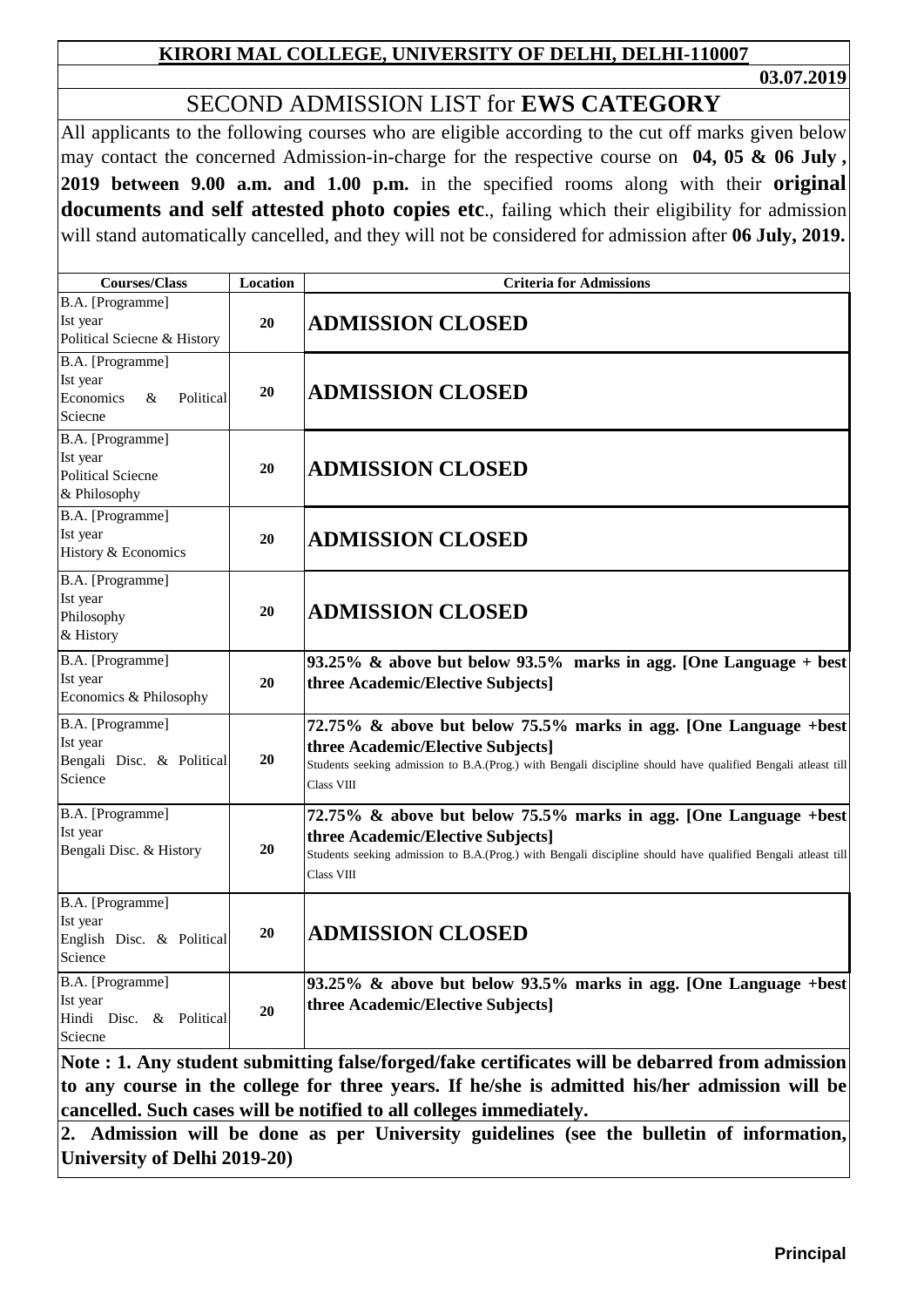**KIRORI MAL COLLEGE, UNIVERSITY OF DELHI, DELHI-110007**

**03.07.2019**

# SECOND ADMISSION LIST for **EWS CATEGORY**

All applicants to the following courses who are eligible according to the cut off marks given below may contact the concerned Admission-in-charge for the respective course on **04, 05 & 06 July, 2019 between 9.00 a.m. and 1.00 p.m.** in the specified rooms along with their **original documents and self attested photo copies etc**., failing which their eligibility for admission will stand automatically cancelled, and they will not be considered for admission after **06 July, 2019.**

| Courses/Class | Location | Criteria for Admissions |
|---|---|---|
| B.A. [Programme] Ist year Political Sciecne & History | 20 | **ADMISSION CLOSED** |
| B.A. [Programme] Ist year Economics & Political Sciecne | 20 | **ADMISSION CLOSED** |
| B.A. [Programme] Ist year Political Sciecne & Philosophy | 20 | **ADMISSION CLOSED** |
| B.A. [Programme] Ist year History & Economics | 20 | **ADMISSION CLOSED** |
| B.A. [Programme] Ist year Philosophy & History | 20 | **ADMISSION CLOSED** |
| B.A. [Programme] Ist year Economics & Philosophy | 20 | **93.25% & above but below 93.5% marks in agg. [One Language + best three Academic/Elective Subjects]** |
| B.A. [Programme] Ist year Bengali Disc. & Political Science | 20 | **72.75% & above but below 75.5% marks in agg. [One Language +best three Academic/Elective Subjects]** Students seeking admission to B.A.(Prog.) with Bengali discipline should have qualified Bengali atleast till Class VIII |
| B.A. [Programme] Ist year Bengali Disc. & History | 20 | **72.75% & above but below 75.5% marks in agg. [One Language +best three Academic/Elective Subjects]** Students seeking admission to B.A.(Prog.) with Bengali discipline should have qualified Bengali atleast till Class VIII |
| B.A. [Programme] Ist year English Disc. & Political Science | 20 | **ADMISSION CLOSED** |
| B.A. [Programme] Ist year Hindi Disc. & Political Sciecne | 20 | **93.25% & above but below 93.5% marks in agg. [One Language +best three Academic/Elective Subjects]** |

**Note : 1. Any student submitting false/forged/fake certificates will be debarred from admission to any course in the college for three years. If he/she is admitted his/her admission will be cancelled. Such cases will be notified to all colleges immediately.**

**2. Admission will be done as per University guidelines (see the bulletin of information, University of Delhi 2019-20)**

**Principal**